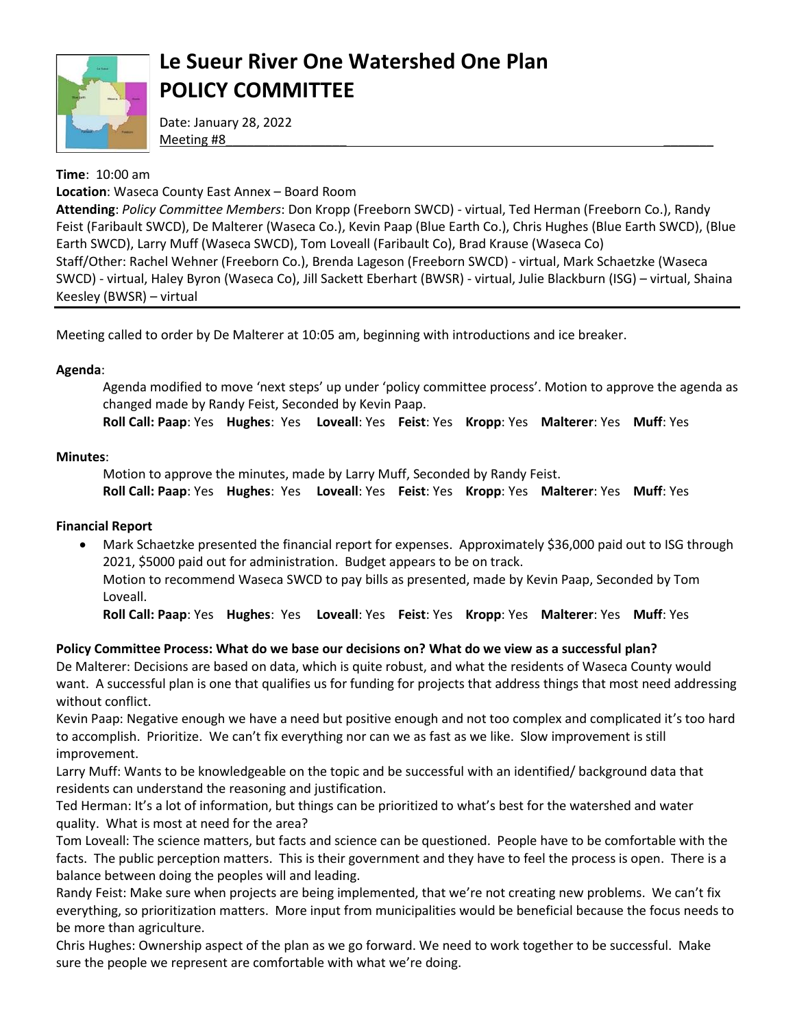# Le Sueur River One Watershed One Plan
# POLICY COMMITTEE

Date: January 28, 2022

Meeting #8

**Time**: 10:00 am

**Location**: Waseca County East Annex – Board Room

**Attending**: *Policy Committee Members*: Don Kropp (Freeborn SWCD) - virtual, Ted Herman (Freeborn Co.), Randy Feist (Faribault SWCD), De Malterer (Waseca Co.), Kevin Paap (Blue Earth Co.), Chris Hughes (Blue Earth SWCD), (Blue Earth SWCD), Larry Muff (Waseca SWCD), Tom Loveall (Faribault Co), Brad Krause (Waseca Co)

Staff/Other: Rachel Wehner (Freeborn Co.), Brenda Lageson (Freeborn SWCD) - virtual, Mark Schaetzke (Waseca SWCD) - virtual, Haley Byron (Waseca Co), Jill Sackett Eberhart (BWSR) - virtual, Julie Blackburn (ISG) – virtual, Shaina Keesley (BWSR) – virtual

---

Meeting called to order by De Malterer at 10:05 am, beginning with introductions and ice breaker.

**Agenda**:

Agenda modified to move 'next steps' up under 'policy committee process'. Motion to approve the agenda as changed made by Randy Feist, Seconded by Kevin Paap.

**Roll Call: Paap**: Yes **Hughes**: Yes **Loveall**: Yes **Feist**: Yes **Kropp**: Yes **Malterer**: Yes **Muff**: Yes

**Minutes**:

Motion to approve the minutes, made by Larry Muff, Seconded by Randy Feist.

**Roll Call: Paap**: Yes **Hughes**: Yes **Loveall**: Yes **Feist**: Yes **Kropp**: Yes **Malterer**: Yes **Muff**: Yes

**Financial Report**

- Mark Schaetzke presented the financial report for expenses. Approximately $36,000 paid out to ISG through 2021, $5000 paid out for administration. Budget appears to be on track.

  Motion to recommend Waseca SWCD to pay bills as presented, made by Kevin Paap, Seconded by Tom Loveall.

  **Roll Call: Paap**: Yes **Hughes**: Yes **Loveall**: Yes **Feist**: Yes **Kropp**: Yes **Malterer**: Yes **Muff**: Yes

**Policy Committee Process: What do we base our decisions on? What do we view as a successful plan?**

De Malterer: Decisions are based on data, which is quite robust, and what the residents of Waseca County would want. A successful plan is one that qualifies us for funding for projects that address things that most need addressing without conflict.

Kevin Paap: Negative enough we have a need but positive enough and not too complex and complicated it's too hard to accomplish. Prioritize. We can't fix everything nor can we as fast as we like. Slow improvement is still improvement.

Larry Muff: Wants to be knowledgeable on the topic and be successful with an identified/ background data that residents can understand the reasoning and justification.

Ted Herman: It's a lot of information, but things can be prioritized to what's best for the watershed and water quality. What is most at need for the area?

Tom Loveall: The science matters, but facts and science can be questioned. People have to be comfortable with the facts. The public perception matters. This is their government and they have to feel the process is open. There is a balance between doing the peoples will and leading.

Randy Feist: Make sure when projects are being implemented, that we're not creating new problems. We can't fix everything, so prioritization matters. More input from municipalities would be beneficial because the focus needs to be more than agriculture.

Chris Hughes: Ownership aspect of the plan as we go forward. We need to work together to be successful. Make sure the people we represent are comfortable with what we're doing.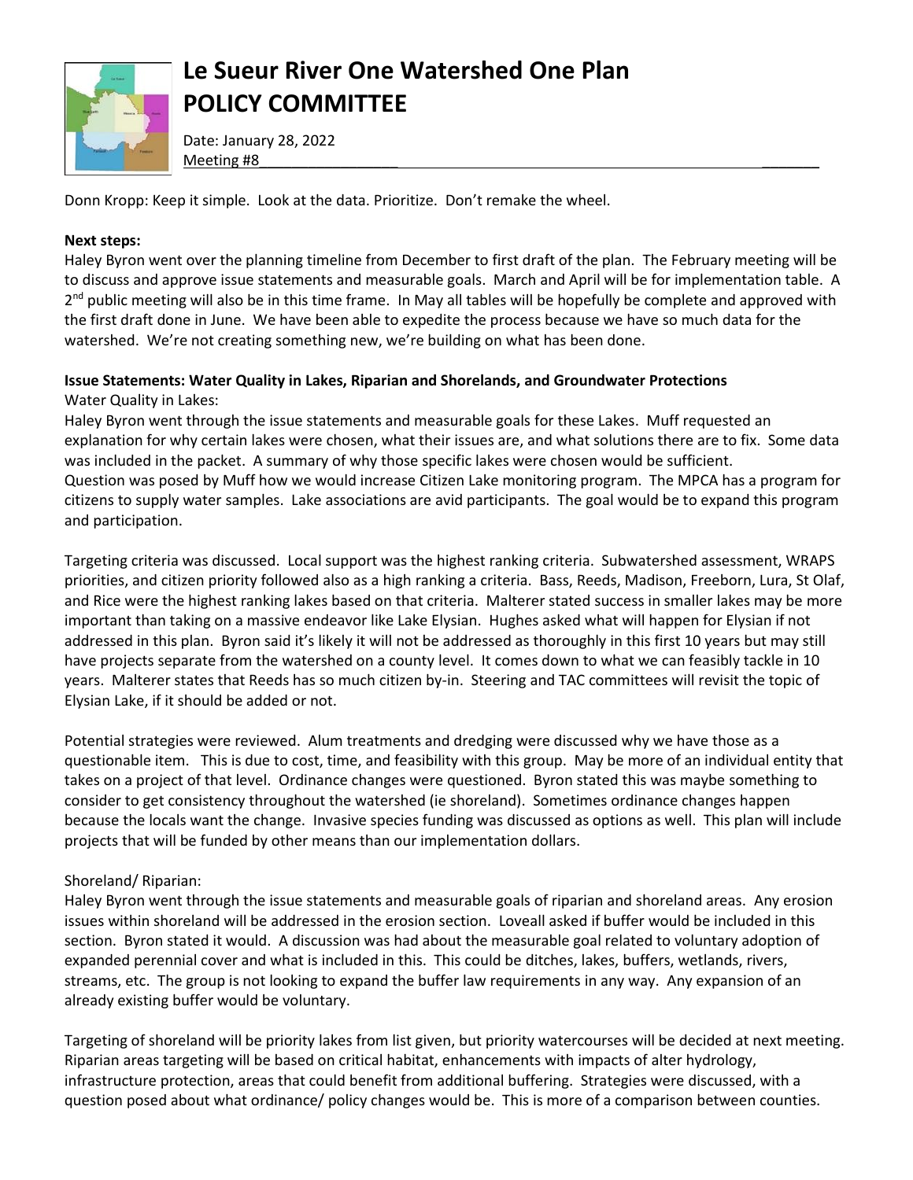# Le Sueur River One Watershed One Plan
# POLICY COMMITTEE

Date: January 28, 2022
Meeting #8

Donn Kropp: Keep it simple. Look at the data. Prioritize. Don't remake the wheel.

**Next steps:**
Haley Byron went over the planning timeline from December to first draft of the plan. The February meeting will be to discuss and approve issue statements and measurable goals. March and April will be for implementation table. A 2nd public meeting will also be in this time frame. In May all tables will be hopefully be complete and approved with the first draft done in June. We have been able to expedite the process because we have so much data for the watershed. We're not creating something new, we're building on what has been done.

**Issue Statements: Water Quality in Lakes, Riparian and Shorelands, and Groundwater Protections**

Water Quality in Lakes:
Haley Byron went through the issue statements and measurable goals for these Lakes. Muff requested an explanation for why certain lakes were chosen, what their issues are, and what solutions there are to fix. Some data was included in the packet. A summary of why those specific lakes were chosen would be sufficient.
Question was posed by Muff how we would increase Citizen Lake monitoring program. The MPCA has a program for citizens to supply water samples. Lake associations are avid participants. The goal would be to expand this program and participation.

Targeting criteria was discussed. Local support was the highest ranking criteria. Subwatershed assessment, WRAPS priorities, and citizen priority followed also as a high ranking a criteria. Bass, Reeds, Madison, Freeborn, Lura, St Olaf, and Rice were the highest ranking lakes based on that criteria. Malterer stated success in smaller lakes may be more important than taking on a massive endeavor like Lake Elysian. Hughes asked what will happen for Elysian if not addressed in this plan. Byron said it's likely it will not be addressed as thoroughly in this first 10 years but may still have projects separate from the watershed on a county level. It comes down to what we can feasibly tackle in 10 years. Malterer states that Reeds has so much citizen by-in. Steering and TAC committees will revisit the topic of Elysian Lake, if it should be added or not.

Potential strategies were reviewed. Alum treatments and dredging were discussed why we have those as a questionable item. This is due to cost, time, and feasibility with this group. May be more of an individual entity that takes on a project of that level. Ordinance changes were questioned. Byron stated this was maybe something to consider to get consistency throughout the watershed (ie shoreland). Sometimes ordinance changes happen because the locals want the change. Invasive species funding was discussed as options as well. This plan will include projects that will be funded by other means than our implementation dollars.

Shoreland/ Riparian:
Haley Byron went through the issue statements and measurable goals of riparian and shoreland areas. Any erosion issues within shoreland will be addressed in the erosion section. Loveall asked if buffer would be included in this section. Byron stated it would. A discussion was had about the measurable goal related to voluntary adoption of expanded perennial cover and what is included in this. This could be ditches, lakes, buffers, wetlands, rivers, streams, etc. The group is not looking to expand the buffer law requirements in any way. Any expansion of an already existing buffer would be voluntary.

Targeting of shoreland will be priority lakes from list given, but priority watercourses will be decided at next meeting. Riparian areas targeting will be based on critical habitat, enhancements with impacts of alter hydrology, infrastructure protection, areas that could benefit from additional buffering. Strategies were discussed, with a question posed about what ordinance/ policy changes would be. This is more of a comparison between counties.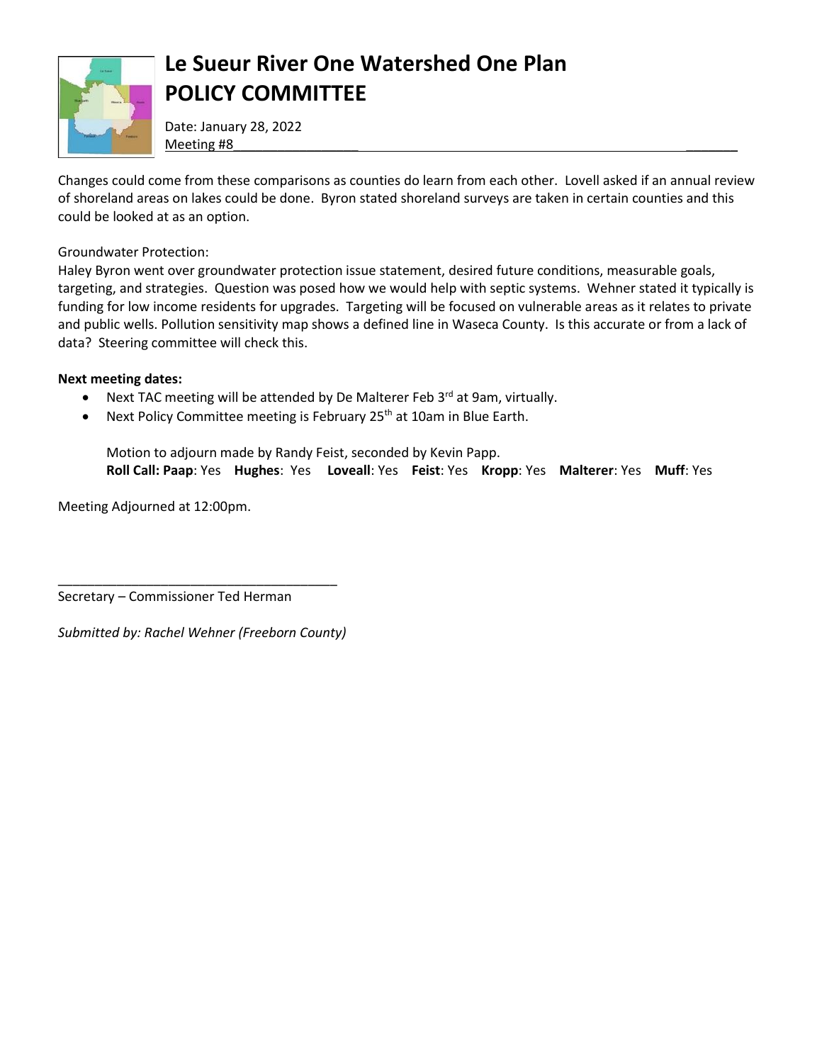# Le Sueur River One Watershed One Plan
# POLICY COMMITTEE

Date: January 28, 2022
Meeting #8

Changes could come from these comparisons as counties do learn from each other. Lovell asked if an annual review of shoreland areas on lakes could be done. Byron stated shoreland surveys are taken in certain counties and this could be looked at as an option.

Groundwater Protection:
Haley Byron went over groundwater protection issue statement, desired future conditions, measurable goals, targeting, and strategies. Question was posed how we would help with septic systems. Wehner stated it typically is funding for low income residents for upgrades. Targeting will be focused on vulnerable areas as it relates to private and public wells. Pollution sensitivity map shows a defined line in Waseca County. Is this accurate or from a lack of data? Steering committee will check this.

**Next meeting dates:**

- Next TAC meeting will be attended by De Malterer Feb 3rd at 9am, virtually.
- Next Policy Committee meeting is February 25th at 10am in Blue Earth.

Motion to adjourn made by Randy Feist, seconded by Kevin Papp.
**Roll Call: Paap**: Yes **Hughes**: Yes **Loveall**: Yes **Feist**: Yes **Kropp**: Yes **Malterer**: Yes **Muff**: Yes

Meeting Adjourned at 12:00pm.

_______________________________________
Secretary – Commissioner Ted Herman

*Submitted by: Rachel Wehner (Freeborn County)*